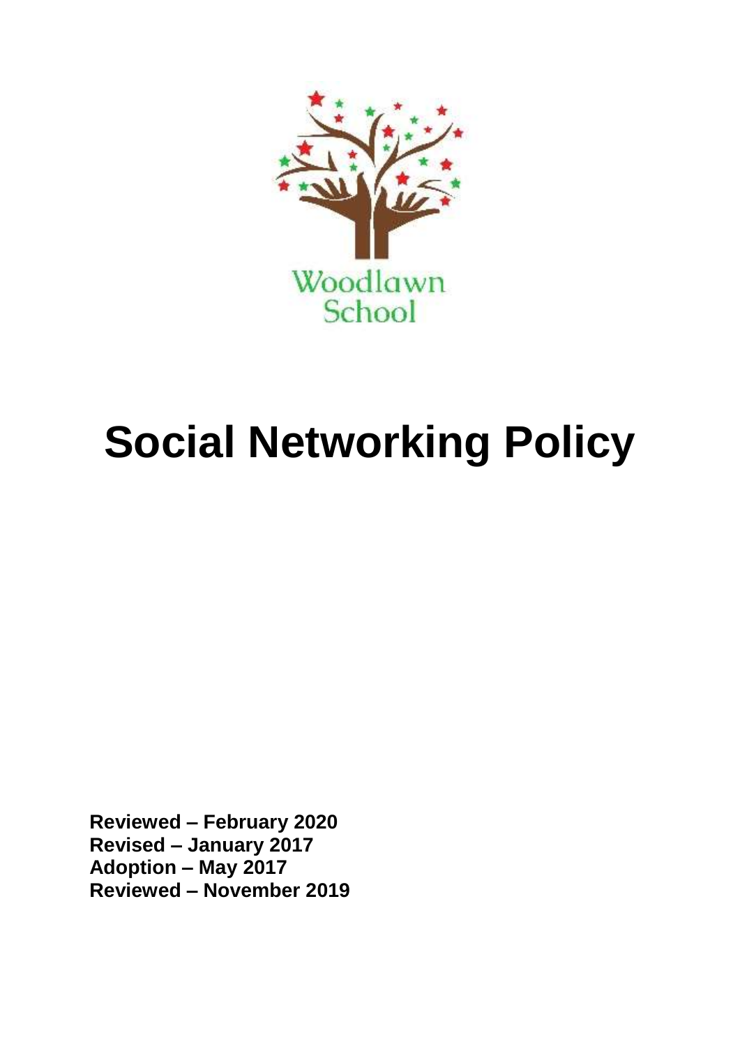Woodlawn School

# Social Networking Policy

**Reviewed – February 2020**
**Revised – January 2017**
**Adoption – May 2017**
**Reviewed – November 2019**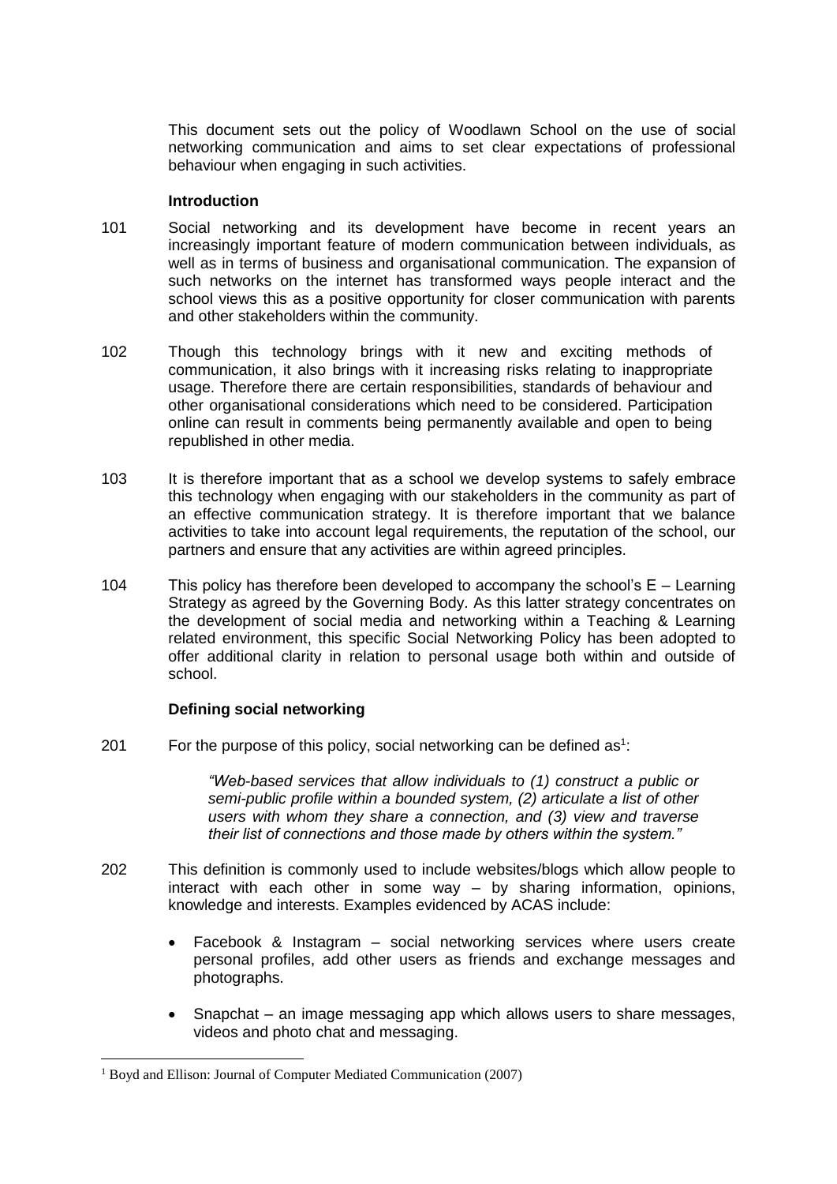This document sets out the policy of Woodlawn School on the use of social networking communication and aims to set clear expectations of professional behaviour when engaging in such activities.

**Introduction**

101 Social networking and its development have become in recent years an increasingly important feature of modern communication between individuals, as well as in terms of business and organisational communication. The expansion of such networks on the internet has transformed ways people interact and the school views this as a positive opportunity for closer communication with parents and other stakeholders within the community.

102 Though this technology brings with it new and exciting methods of communication, it also brings with it increasing risks relating to inappropriate usage. Therefore there are certain responsibilities, standards of behaviour and other organisational considerations which need to be considered. Participation online can result in comments being permanently available and open to being republished in other media.

103 It is therefore important that as a school we develop systems to safely embrace this technology when engaging with our stakeholders in the community as part of an effective communication strategy. It is therefore important that we balance activities to take into account legal requirements, the reputation of the school, our partners and ensure that any activities are within agreed principles.

104 This policy has therefore been developed to accompany the school's E – Learning Strategy as agreed by the Governing Body. As this latter strategy concentrates on the development of social media and networking within a Teaching & Learning related environment, this specific Social Networking Policy has been adopted to offer additional clarity in relation to personal usage both within and outside of school.

**Defining social networking**

201 For the purpose of this policy, social networking can be defined as[1]:

> *"Web-based services that allow individuals to (1) construct a public or semi-public profile within a bounded system, (2) articulate a list of other users with whom they share a connection, and (3) view and traverse their list of connections and those made by others within the system."*

202 This definition is commonly used to include websites/blogs which allow people to interact with each other in some way – by sharing information, opinions, knowledge and interests. Examples evidenced by ACAS include:

- Facebook & Instagram – social networking services where users create personal profiles, add other users as friends and exchange messages and photographs.
- Snapchat – an image messaging app which allows users to share messages, videos and photo chat and messaging.

[1] Boyd and Ellison: Journal of Computer Mediated Communication (2007)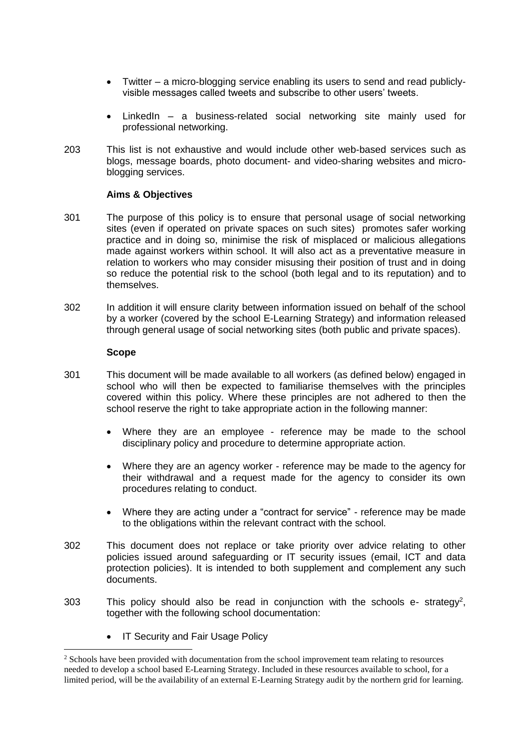- Twitter – a micro-blogging service enabling its users to send and read publicly-visible messages called tweets and subscribe to other users' tweets.

- LinkedIn – a business-related social networking site mainly used for professional networking.

203 This list is not exhaustive and would include other web-based services such as blogs, message boards, photo document- and video-sharing websites and micro-blogging services.

**Aims & Objectives**

301 The purpose of this policy is to ensure that personal usage of social networking sites (even if operated on private spaces on such sites) promotes safer working practice and in doing so, minimise the risk of misplaced or malicious allegations made against workers within school. It will also act as a preventative measure in relation to workers who may consider misusing their position of trust and in doing so reduce the potential risk to the school (both legal and to its reputation) and to themselves.

302 In addition it will ensure clarity between information issued on behalf of the school by a worker (covered by the school E-Learning Strategy) and information released through general usage of social networking sites (both public and private spaces).

**Scope**

301 This document will be made available to all workers (as defined below) engaged in school who will then be expected to familiarise themselves with the principles covered within this policy. Where these principles are not adhered to then the school reserve the right to take appropriate action in the following manner:

- Where they are an employee - reference may be made to the school disciplinary policy and procedure to determine appropriate action.

- Where they are an agency worker - reference may be made to the agency for their withdrawal and a request made for the agency to consider its own procedures relating to conduct.

- Where they are acting under a "contract for service" - reference may be made to the obligations within the relevant contract with the school.

302 This document does not replace or take priority over advice relating to other policies issued around safeguarding or IT security issues (email, ICT and data protection policies). It is intended to both supplement and complement any such documents.

303 This policy should also be read in conjunction with the schools e- strategy[2], together with the following school documentation:

- IT Security and Fair Usage Policy

[2] Schools have been provided with documentation from the school improvement team relating to resources needed to develop a school based E-Learning Strategy. Included in these resources available to school, for a limited period, will be the availability of an external E-Learning Strategy audit by the northern grid for learning.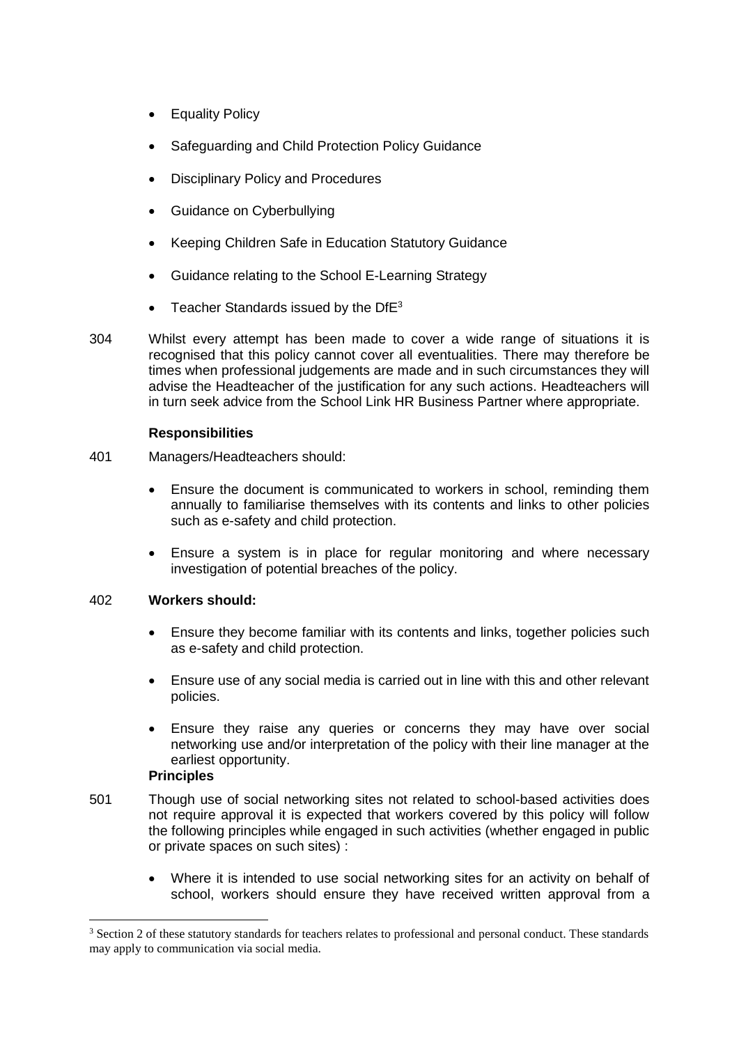- Equality Policy
- Safeguarding and Child Protection Policy Guidance
- Disciplinary Policy and Procedures
- Guidance on Cyberbullying
- Keeping Children Safe in Education Statutory Guidance
- Guidance relating to the School E-Learning Strategy
- Teacher Standards issued by the DfE[3]

304 Whilst every attempt has been made to cover a wide range of situations it is recognised that this policy cannot cover all eventualities. There may therefore be times when professional judgements are made and in such circumstances they will advise the Headteacher of the justification for any such actions. Headteachers will in turn seek advice from the School Link HR Business Partner where appropriate.

**Responsibilities**

401 Managers/Headteachers should:

- Ensure the document is communicated to workers in school, reminding them annually to familiarise themselves with its contents and links to other policies such as e-safety and child protection.
- Ensure a system is in place for regular monitoring and where necessary investigation of potential breaches of the policy.

402 **Workers should:**

- Ensure they become familiar with its contents and links, together policies such as e-safety and child protection.
- Ensure use of any social media is carried out in line with this and other relevant policies.
- Ensure they raise any queries or concerns they may have over social networking use and/or interpretation of the policy with their line manager at the earliest opportunity.

**Principles**

501 Though use of social networking sites not related to school-based activities does not require approval it is expected that workers covered by this policy will follow the following principles while engaged in such activities (whether engaged in public or private spaces on such sites) :

- Where it is intended to use social networking sites for an activity on behalf of school, workers should ensure they have received written approval from a

[3] Section 2 of these statutory standards for teachers relates to professional and personal conduct. These standards may apply to communication via social media.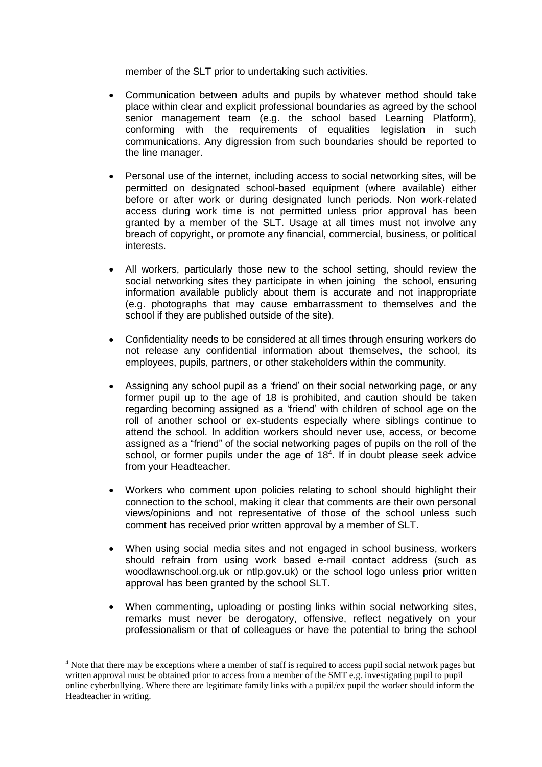member of the SLT prior to undertaking such activities.

- Communication between adults and pupils by whatever method should take place within clear and explicit professional boundaries as agreed by the school senior management team (e.g. the school based Learning Platform), conforming with the requirements of equalities legislation in such communications. Any digression from such boundaries should be reported to the line manager.

- Personal use of the internet, including access to social networking sites, will be permitted on designated school-based equipment (where available) either before or after work or during designated lunch periods. Non work-related access during work time is not permitted unless prior approval has been granted by a member of the SLT. Usage at all times must not involve any breach of copyright, or promote any financial, commercial, business, or political interests.

- All workers, particularly those new to the school setting, should review the social networking sites they participate in when joining the school, ensuring information available publicly about them is accurate and not inappropriate (e.g. photographs that may cause embarrassment to themselves and the school if they are published outside of the site).

- Confidentiality needs to be considered at all times through ensuring workers do not release any confidential information about themselves, the school, its employees, pupils, partners, or other stakeholders within the community.

- Assigning any school pupil as a 'friend' on their social networking page, or any former pupil up to the age of 18 is prohibited, and caution should be taken regarding becoming assigned as a 'friend' with children of school age on the roll of another school or ex-students especially where siblings continue to attend the school. In addition workers should never use, access, or become assigned as a "friend" of the social networking pages of pupils on the roll of the school, or former pupils under the age of 18[4]. If in doubt please seek advice from your Headteacher.

- Workers who comment upon policies relating to school should highlight their connection to the school, making it clear that comments are their own personal views/opinions and not representative of those of the school unless such comment has received prior written approval by a member of SLT.

- When using social media sites and not engaged in school business, workers should refrain from using work based e-mail contact address (such as woodlawnschool.org.uk or ntlp.gov.uk) or the school logo unless prior written approval has been granted by the school SLT.

- When commenting, uploading or posting links within social networking sites, remarks must never be derogatory, offensive, reflect negatively on your professionalism or that of colleagues or have the potential to bring the school

---

[4] Note that there may be exceptions where a member of staff is required to access pupil social network pages but written approval must be obtained prior to access from a member of the SMT e.g. investigating pupil to pupil online cyberbullying. Where there are legitimate family links with a pupil/ex pupil the worker should inform the Headteacher in writing.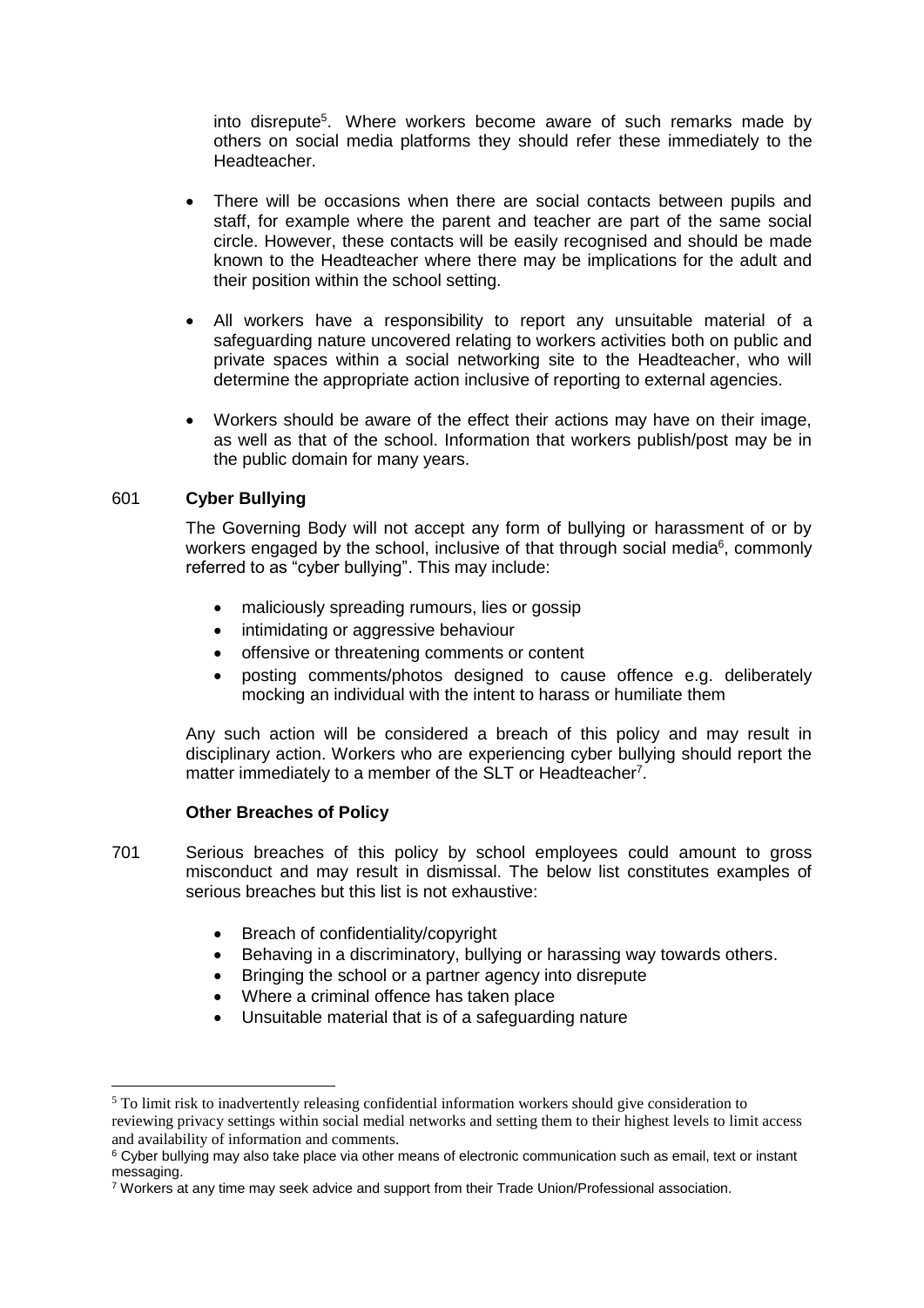into disrepute[5]. Where workers become aware of such remarks made by others on social media platforms they should refer these immediately to the Headteacher.

- There will be occasions when there are social contacts between pupils and staff, for example where the parent and teacher are part of the same social circle. However, these contacts will be easily recognised and should be made known to the Headteacher where there may be implications for the adult and their position within the school setting.
- All workers have a responsibility to report any unsuitable material of a safeguarding nature uncovered relating to workers activities both on public and private spaces within a social networking site to the Headteacher, who will determine the appropriate action inclusive of reporting to external agencies.
- Workers should be aware of the effect their actions may have on their image, as well as that of the school. Information that workers publish/post may be in the public domain for many years.

601 **Cyber Bullying**

The Governing Body will not accept any form of bullying or harassment of or by workers engaged by the school, inclusive of that through social media[6], commonly referred to as "cyber bullying". This may include:

- maliciously spreading rumours, lies or gossip
- intimidating or aggressive behaviour
- offensive or threatening comments or content
- posting comments/photos designed to cause offence e.g. deliberately mocking an individual with the intent to harass or humiliate them

Any such action will be considered a breach of this policy and may result in disciplinary action. Workers who are experiencing cyber bullying should report the matter immediately to a member of the SLT or Headteacher[7].

**Other Breaches of Policy**

701 Serious breaches of this policy by school employees could amount to gross misconduct and may result in dismissal. The below list constitutes examples of serious breaches but this list is not exhaustive:

- Breach of confidentiality/copyright
- Behaving in a discriminatory, bullying or harassing way towards others.
- Bringing the school or a partner agency into disrepute
- Where a criminal offence has taken place
- Unsuitable material that is of a safeguarding nature

---

[5] To limit risk to inadvertently releasing confidential information workers should give consideration to reviewing privacy settings within social medial networks and setting them to their highest levels to limit access and availability of information and comments.

[6] Cyber bullying may also take place via other means of electronic communication such as email, text or instant messaging.

[7] Workers at any time may seek advice and support from their Trade Union/Professional association.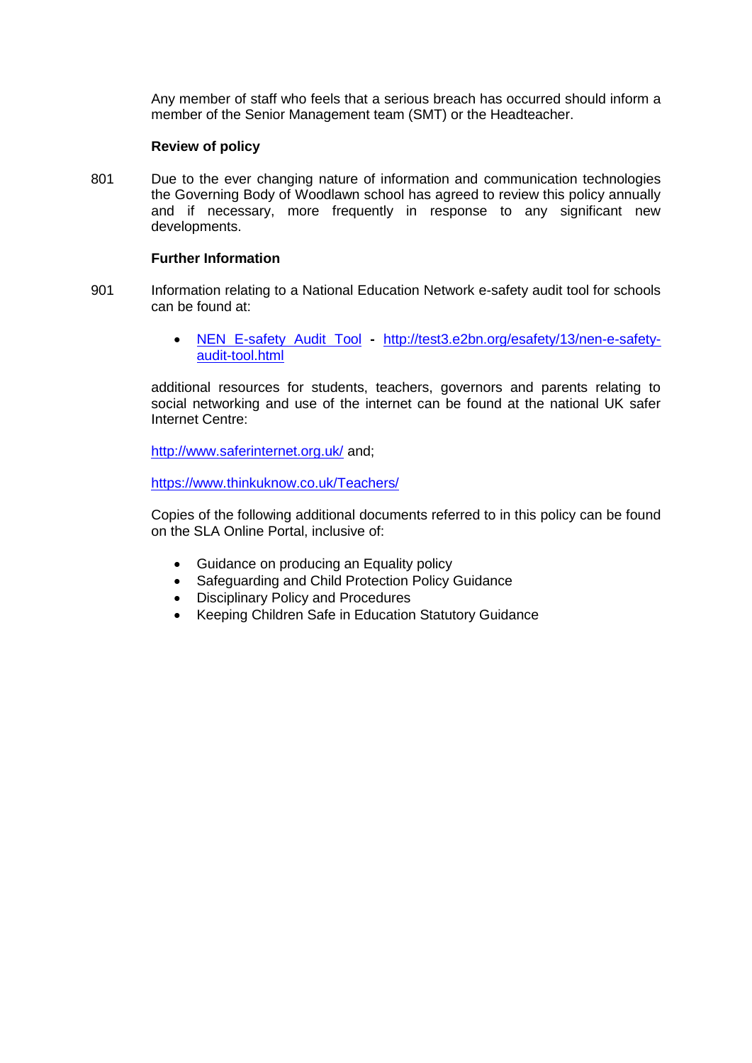Any member of staff who feels that a serious breach has occurred should inform a member of the Senior Management team (SMT) or the Headteacher.

**Review of policy**

801 Due to the ever changing nature of information and communication technologies the Governing Body of Woodlawn school has agreed to review this policy annually and if necessary, more frequently in response to any significant new developments.

**Further Information**

901 Information relating to a National Education Network e-safety audit tool for schools can be found at:

- NEN E-safety Audit Tool - http://test3.e2bn.org/esafety/13/nen-e-safety-audit-tool.html

additional resources for students, teachers, governors and parents relating to social networking and use of the internet can be found at the national UK safer Internet Centre:

http://www.saferinternet.org.uk/ and;

https://www.thinkuknow.co.uk/Teachers/

Copies of the following additional documents referred to in this policy can be found on the SLA Online Portal, inclusive of:

- Guidance on producing an Equality policy
- Safeguarding and Child Protection Policy Guidance
- Disciplinary Policy and Procedures
- Keeping Children Safe in Education Statutory Guidance